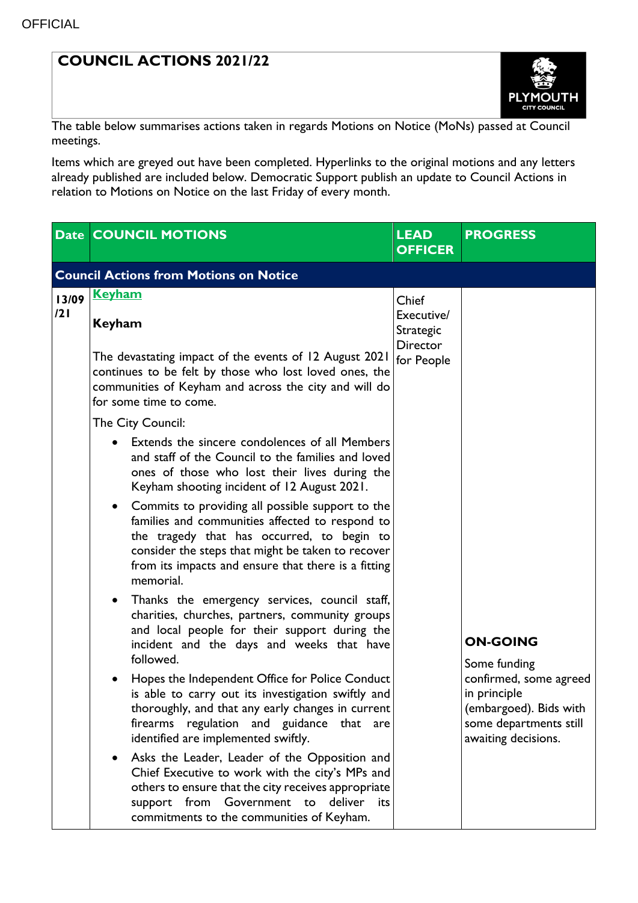OFFICIAL

# COUNCIL ACTIONS 2021/22

The table below summarises actions taken in regards Motions on Notice (MoNs) passed at Council meetings.

Items which are greyed out have been completed. Hyperlinks to the original motions and any letters already published are included below. Democratic Support publish an update to Council Actions in relation to Motions on Notice on the last Friday of every month.

| Date | COUNCIL MOTIONS | LEAD OFFICER | PROGRESS |
|---|---|---|---|
| **Council Actions from Motions on Notice** | | | |
| 13/09/21 | [Keyham](#)<br><br>**Keyham**<br><br>The devastating impact of the events of 12 August 2021 continues to be felt by those who lost loved ones, the communities of Keyham and across the city and will do for some time to come.<br><br>The City Council:<br><br>• Extends the sincere condolences of all Members and staff of the Council to the families and loved ones of those who lost their lives during the Keyham shooting incident of 12 August 2021.<br>• Commits to providing all possible support to the families and communities affected to respond to the tragedy that has occurred, to begin to consider the steps that might be taken to recover from its impacts and ensure that there is a fitting memorial.<br>• Thanks the emergency services, council staff, charities, churches, partners, community groups and local people for their support during the incident and the days and weeks that have followed.<br>• Hopes the Independent Office for Police Conduct is able to carry out its investigation swiftly and thoroughly, and that any early changes in current firearms regulation and guidance that are identified are implemented swiftly.<br>• Asks the Leader, Leader of the Opposition and Chief Executive to work with the city's MPs and others to ensure that the city receives appropriate support from Government to deliver its commitments to the communities of Keyham. | Chief Executive/ Strategic Director for People | **ON-GOING**<br><br>Some funding confirmed, some agreed in principle (embargoed). Bids with some departments still awaiting decisions. |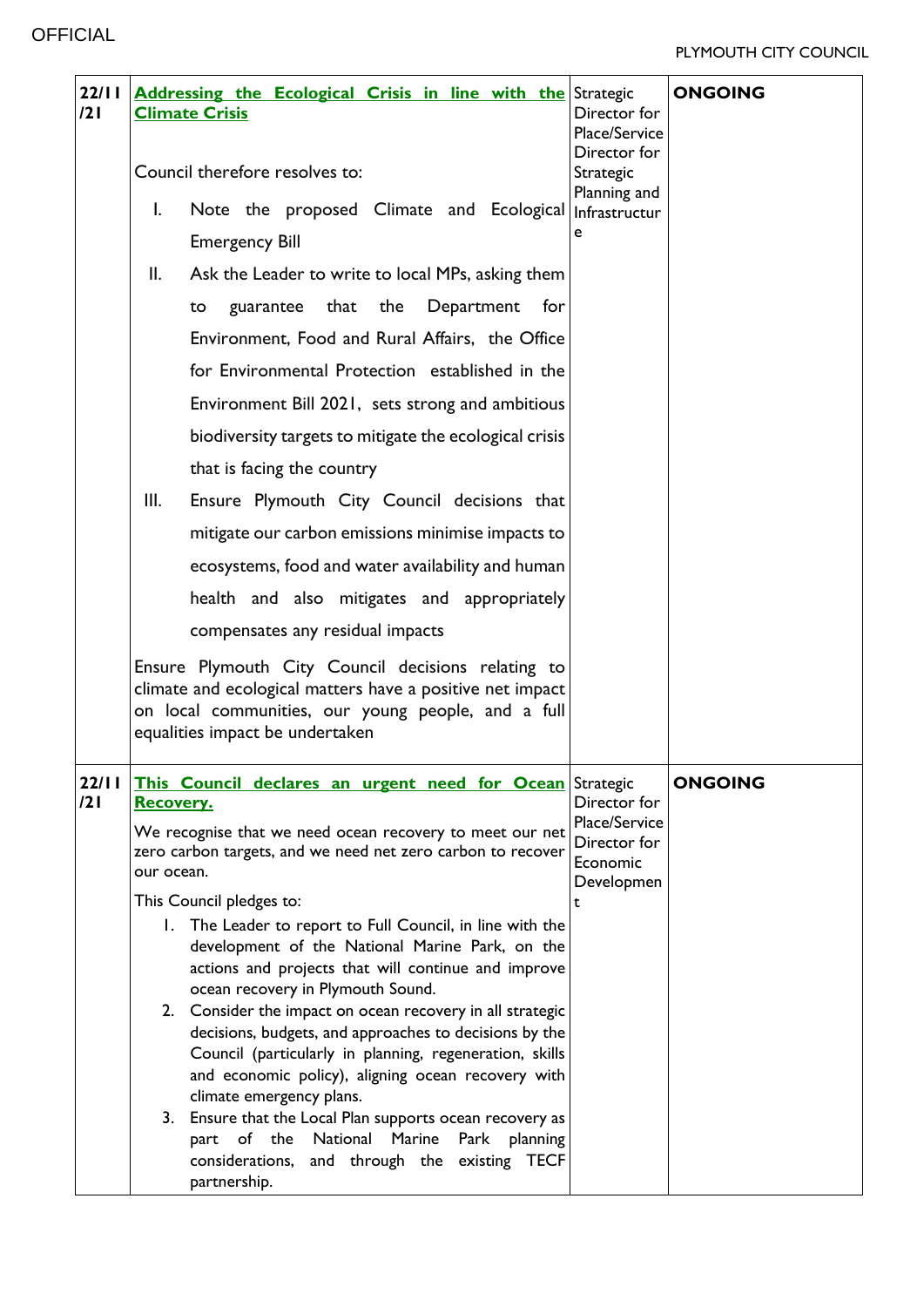| 22/11/21 | **Addressing the Ecological Crisis in line with the Climate Crisis**<br><br>Council therefore resolves to:<br><br>I. Note the proposed Climate and Ecological Emergency Bill<br>II. Ask the Leader to write to local MPs, asking them to guarantee that the Department for Environment, Food and Rural Affairs, the Office for Environmental Protection established in the Environment Bill 2021, sets strong and ambitious biodiversity targets to mitigate the ecological crisis that is facing the country<br>III. Ensure Plymouth City Council decisions that mitigate our carbon emissions minimise impacts to ecosystems, food and water availability and human health and also mitigates and appropriately compensates any residual impacts<br><br>Ensure Plymouth City Council decisions relating to climate and ecological matters have a positive net impact on local communities, our young people, and a full equalities impact be undertaken | Strategic Director for Place/Service Director for Strategic Planning and Infrastructure | **ONGOING** |
|---|---|---|---|
| 22/11/21 | **This Council declares an urgent need for Ocean Recovery.**<br><br>We recognise that we need ocean recovery to meet our net zero carbon targets, and we need net zero carbon to recover our ocean.<br><br>This Council pledges to:<br><br>1. The Leader to report to Full Council, in line with the development of the National Marine Park, on the actions and projects that will continue and improve ocean recovery in Plymouth Sound.<br>2. Consider the impact on ocean recovery in all strategic decisions, budgets, and approaches to decisions by the Council (particularly in planning, regeneration, skills and economic policy), aligning ocean recovery with climate emergency plans.<br>3. Ensure that the Local Plan supports ocean recovery as part of the National Marine Park planning considerations, and through the existing TECF partnership. | Strategic Director for Place/Service Director for Economic Development | **ONGOING** |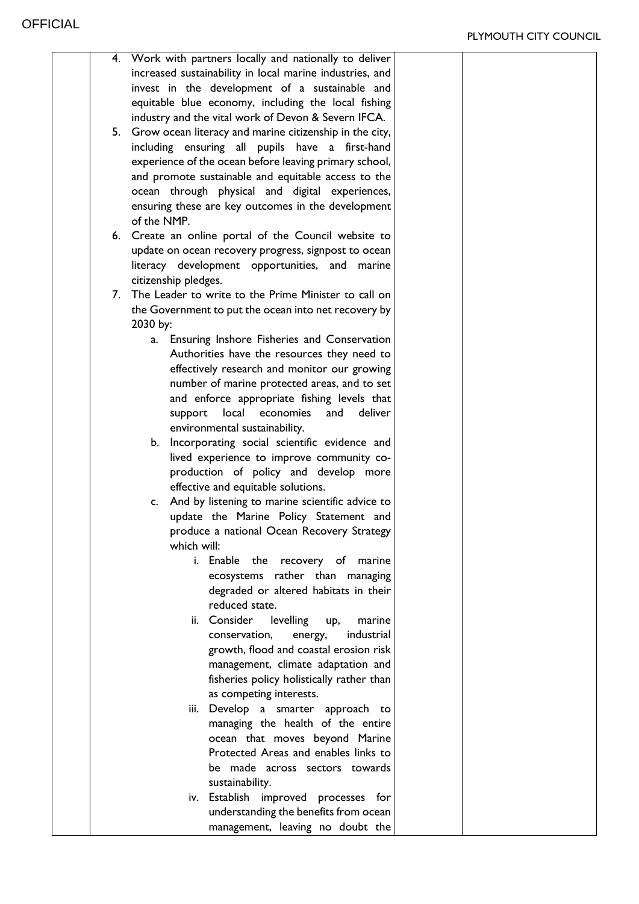4. Work with partners locally and nationally to deliver increased sustainability in local marine industries, and invest in the development of a sustainable and equitable blue economy, including the local fishing industry and the vital work of Devon & Severn IFCA.
5. Grow ocean literacy and marine citizenship in the city, including ensuring all pupils have a first-hand experience of the ocean before leaving primary school, and promote sustainable and equitable access to the ocean through physical and digital experiences, ensuring these are key outcomes in the development of the NMP.
6. Create an online portal of the Council website to update on ocean recovery progress, signpost to ocean literacy development opportunities, and marine citizenship pledges.
7. The Leader to write to the Prime Minister to call on the Government to put the ocean into net recovery by 2030 by:
    a. Ensuring Inshore Fisheries and Conservation Authorities have the resources they need to effectively research and monitor our growing number of marine protected areas, and to set and enforce appropriate fishing levels that support local economies and deliver environmental sustainability.
    b. Incorporating social scientific evidence and lived experience to improve community co-production of policy and develop more effective and equitable solutions.
    c. And by listening to marine scientific advice to update the Marine Policy Statement and produce a national Ocean Recovery Strategy which will:
        i. Enable the recovery of marine ecosystems rather than managing degraded or altered habitats in their reduced state.
        ii. Consider levelling up, marine conservation, energy, industrial growth, flood and coastal erosion risk management, climate adaptation and fisheries policy holistically rather than as competing interests.
        iii. Develop a smarter approach to managing the health of the entire ocean that moves beyond Marine Protected Areas and enables links to be made across sectors towards sustainability.
        iv. Establish improved processes for understanding the benefits from ocean management, leaving no doubt the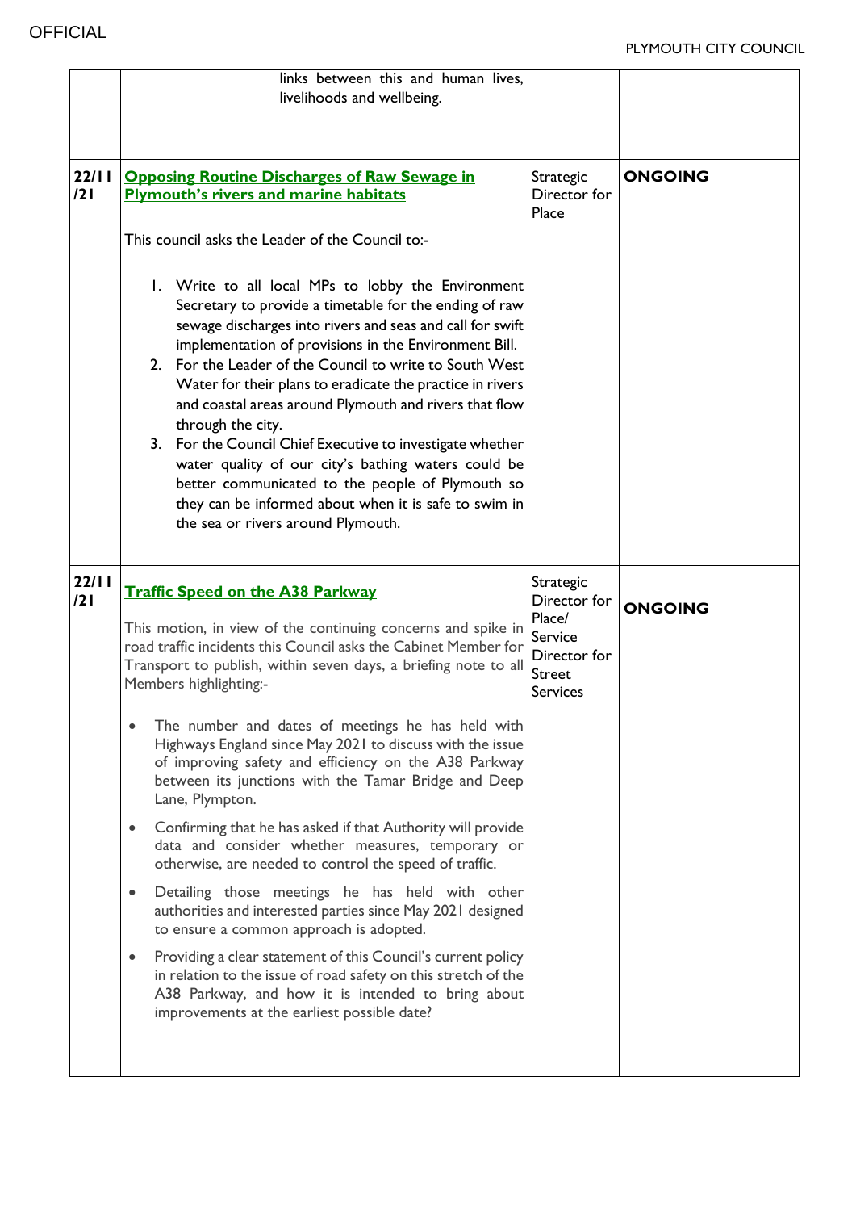| | | | |
|---|---|---|---|
| | links between this and human lives, livelihoods and wellbeing. | | |
| 22/11/21 | **Opposing Routine Discharges of Raw Sewage in Plymouth's rivers and marine habitats**<br><br>This council asks the Leader of the Council to:-<br><br>1. Write to all local MPs to lobby the Environment Secretary to provide a timetable for the ending of raw sewage discharges into rivers and seas and call for swift implementation of provisions in the Environment Bill.<br>2. For the Leader of the Council to write to South West Water for their plans to eradicate the practice in rivers and coastal areas around Plymouth and rivers that flow through the city.<br>3. For the Council Chief Executive to investigate whether water quality of our city's bathing waters could be better communicated to the people of Plymouth so they can be informed about when it is safe to swim in the sea or rivers around Plymouth. | Strategic Director for Place | **ONGOING** |
| 22/11/21 | **Traffic Speed on the A38 Parkway**<br><br>This motion, in view of the continuing concerns and spike in road traffic incidents this Council asks the Cabinet Member for Transport to publish, within seven days, a briefing note to all Members highlighting:-<br><br>• The number and dates of meetings he has held with Highways England since May 2021 to discuss with the issue of improving safety and efficiency on the A38 Parkway between its junctions with the Tamar Bridge and Deep Lane, Plympton.<br>• Confirming that he has asked if that Authority will provide data and consider whether measures, temporary or otherwise, are needed to control the speed of traffic.<br>• Detailing those meetings he has held with other authorities and interested parties since May 2021 designed to ensure a common approach is adopted.<br>• Providing a clear statement of this Council's current policy in relation to the issue of road safety on this stretch of the A38 Parkway, and how it is intended to bring about improvements at the earliest possible date? | Strategic Director for Place/ Service Director for Street Services | **ONGOING** |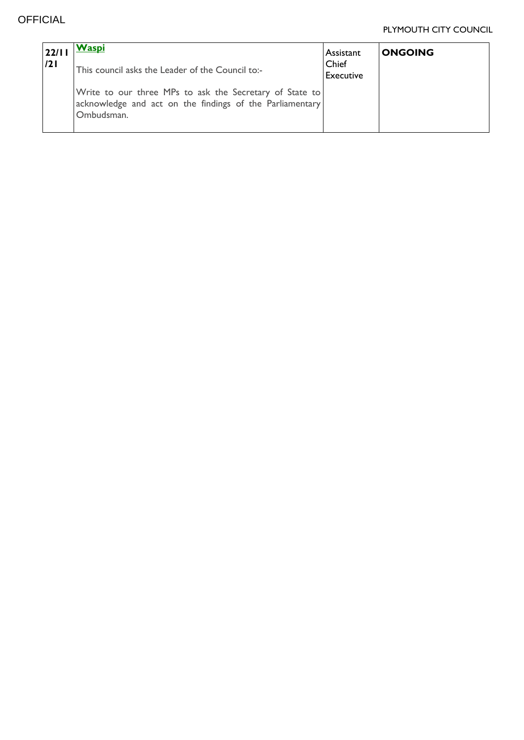| | | | |
|---|---|---|---|
| **22/11/21** | **Waspi**<br><br>This council asks the Leader of the Council to:-<br><br>Write to our three MPs to ask the Secretary of State to acknowledge and act on the findings of the Parliamentary Ombudsman. | Assistant Chief Executive | **ONGOING** |